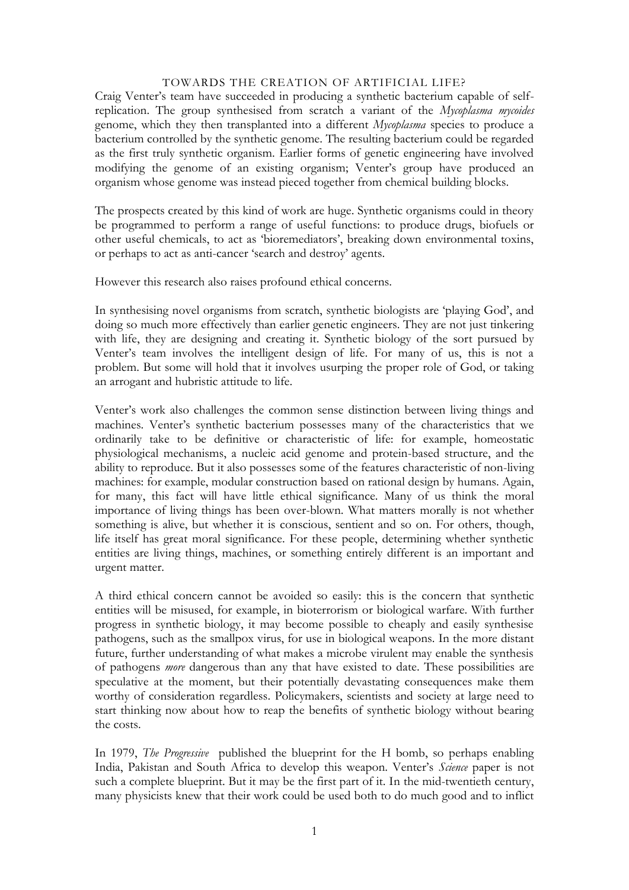# TOWARDS THE CREATION OF ARTIFICIAL LIFE?

Craig Venter's team have succeeded in producing a synthetic bacterium capable of self-replication. The group synthesised from scratch a variant of the *Mycoplasma mycoides* genome, which they then transplanted into a different *Mycoplasma* species to produce a bacterium controlled by the synthetic genome. The resulting bacterium could be regarded as the first truly synthetic organism. Earlier forms of genetic engineering have involved modifying the genome of an existing organism; Venter's group have produced an organism whose genome was instead pieced together from chemical building blocks.

The prospects created by this kind of work are huge. Synthetic organisms could in theory be programmed to perform a range of useful functions: to produce drugs, biofuels or other useful chemicals, to act as 'bioremediators', breaking down environmental toxins, or perhaps to act as anti-cancer 'search and destroy' agents.

However this research also raises profound ethical concerns.

In synthesising novel organisms from scratch, synthetic biologists are 'playing God', and doing so much more effectively than earlier genetic engineers. They are not just tinkering with life, they are designing and creating it. Synthetic biology of the sort pursued by Venter's team involves the intelligent design of life. For many of us, this is not a problem. But some will hold that it involves usurping the proper role of God, or taking an arrogant and hubristic attitude to life.

Venter's work also challenges the common sense distinction between living things and machines. Venter's synthetic bacterium possesses many of the characteristics that we ordinarily take to be definitive or characteristic of life: for example, homeostatic physiological mechanisms, a nucleic acid genome and protein-based structure, and the ability to reproduce. But it also possesses some of the features characteristic of non-living machines: for example, modular construction based on rational design by humans. Again, for many, this fact will have little ethical significance. Many of us think the moral importance of living things has been over-blown. What matters morally is not whether something is alive, but whether it is conscious, sentient and so on. For others, though, life itself has great moral significance. For these people, determining whether synthetic entities are living things, machines, or something entirely different is an important and urgent matter.

A third ethical concern cannot be avoided so easily: this is the concern that synthetic entities will be misused, for example, in bioterrorism or biological warfare. With further progress in synthetic biology, it may become possible to cheaply and easily synthesise pathogens, such as the smallpox virus, for use in biological weapons. In the more distant future, further understanding of what makes a microbe virulent may enable the synthesis of pathogens *more* dangerous than any that have existed to date. These possibilities are speculative at the moment, but their potentially devastating consequences make them worthy of consideration regardless. Policymakers, scientists and society at large need to start thinking now about how to reap the benefits of synthetic biology without bearing the costs.

In 1979, *The Progressive* published the blueprint for the H bomb, so perhaps enabling India, Pakistan and South Africa to develop this weapon. Venter's *Science* paper is not such a complete blueprint. But it may be the first part of it. In the mid-twentieth century, many physicists knew that their work could be used both to do much good and to inflict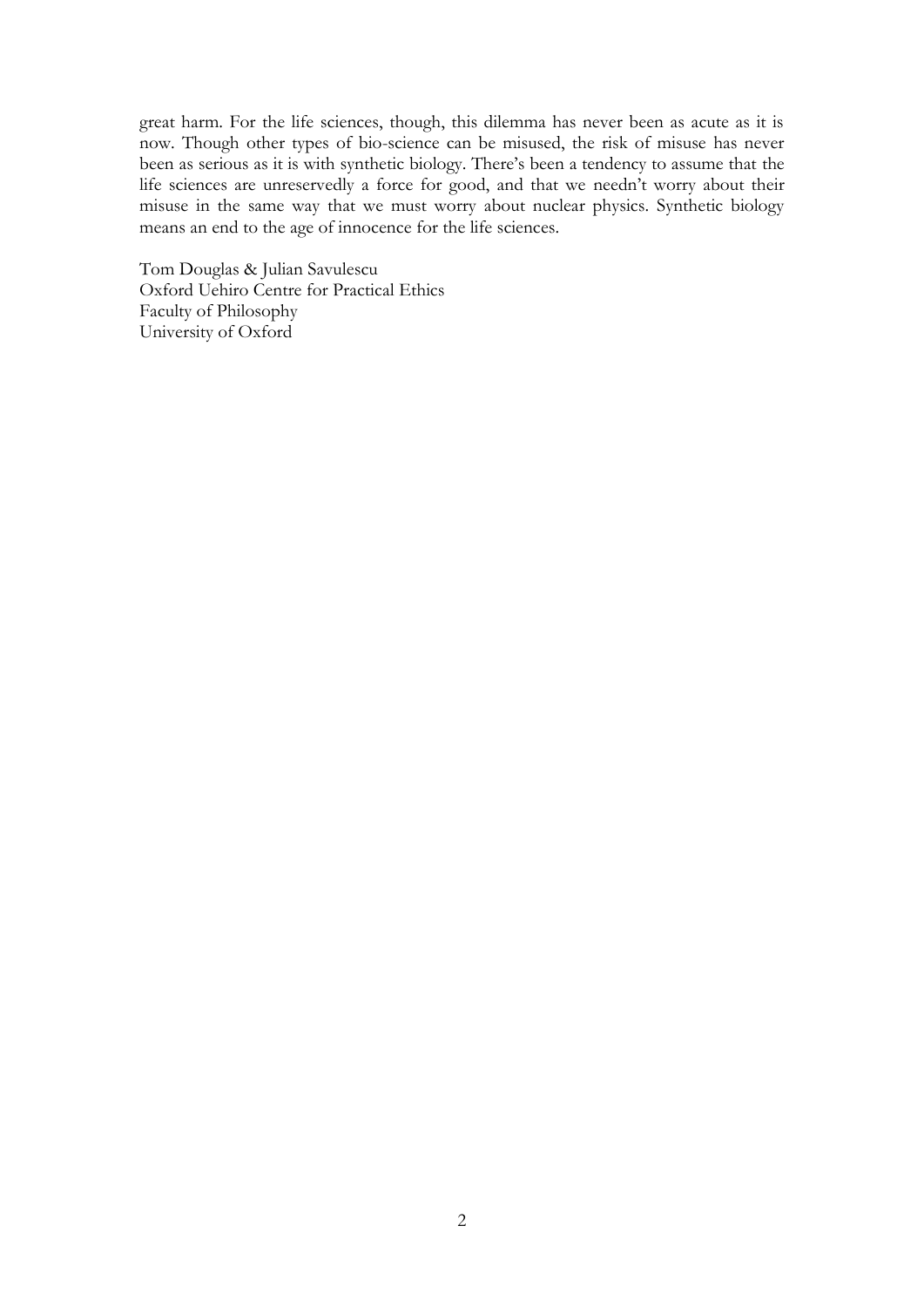great harm. For the life sciences, though, this dilemma has never been as acute as it is now. Though other types of bio-science can be misused, the risk of misuse has never been as serious as it is with synthetic biology. There's been a tendency to assume that the life sciences are unreservedly a force for good, and that we needn't worry about their misuse in the same way that we must worry about nuclear physics. Synthetic biology means an end to the age of innocence for the life sciences.

Tom Douglas & Julian Savulescu
Oxford Uehiro Centre for Practical Ethics
Faculty of Philosophy
University of Oxford